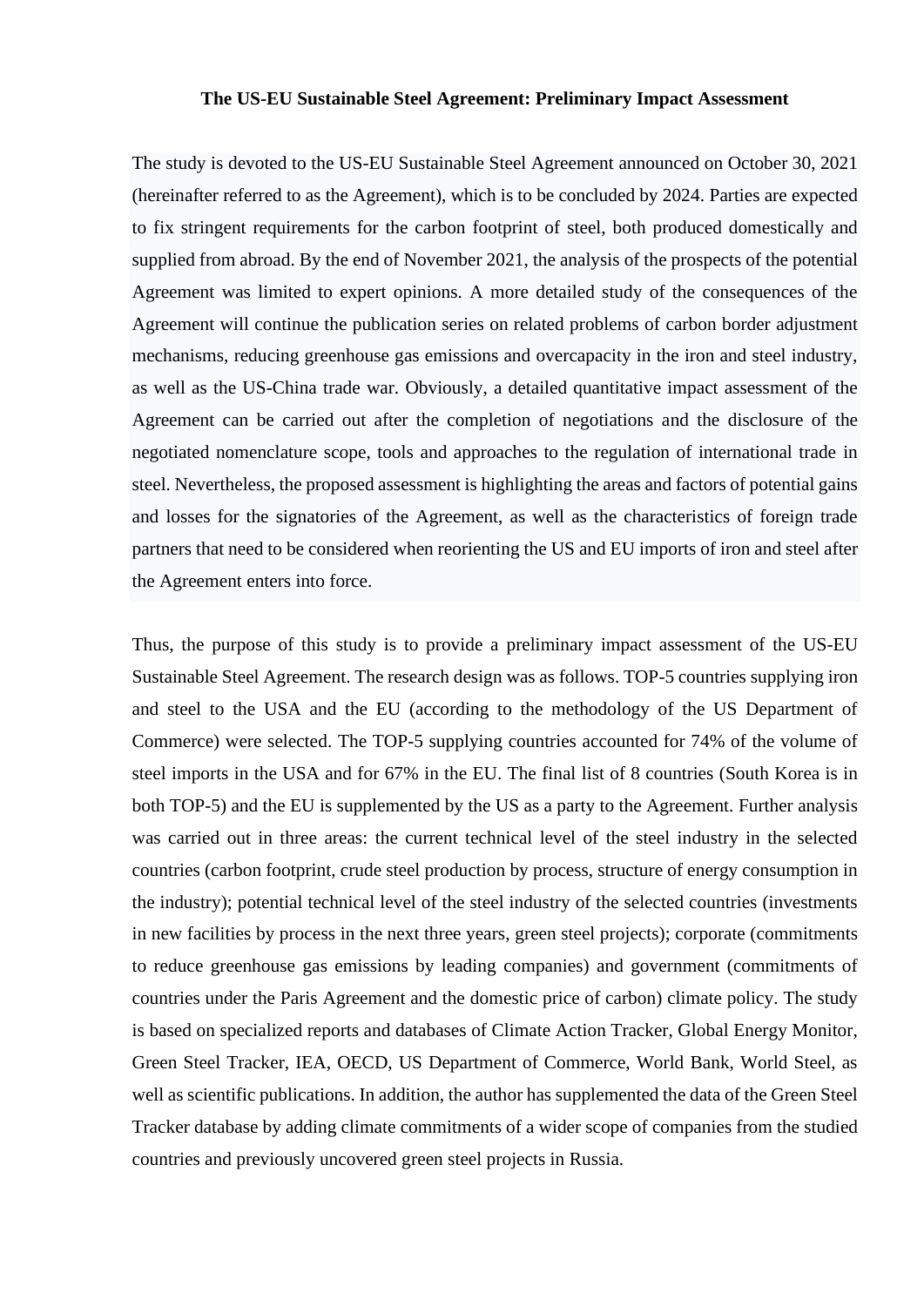**The US-EU Sustainable Steel Agreement: Preliminary Impact Assessment**

The study is devoted to the US-EU Sustainable Steel Agreement announced on October 30, 2021 (hereinafter referred to as the Agreement), which is to be concluded by 2024. Parties are expected to fix stringent requirements for the carbon footprint of steel, both produced domestically and supplied from abroad. By the end of November 2021, the analysis of the prospects of the potential Agreement was limited to expert opinions. A more detailed study of the consequences of the Agreement will continue the publication series on related problems of carbon border adjustment mechanisms, reducing greenhouse gas emissions and overcapacity in the iron and steel industry, as well as the US-China trade war. Obviously, a detailed quantitative impact assessment of the Agreement can be carried out after the completion of negotiations and the disclosure of the negotiated nomenclature scope, tools and approaches to the regulation of international trade in steel. Nevertheless, the proposed assessment is highlighting the areas and factors of potential gains and losses for the signatories of the Agreement, as well as the characteristics of foreign trade partners that need to be considered when reorienting the US and EU imports of iron and steel after the Agreement enters into force.

Thus, the purpose of this study is to provide a preliminary impact assessment of the US-EU Sustainable Steel Agreement. The research design was as follows. TOP-5 countries supplying iron and steel to the USA and the EU (according to the methodology of the US Department of Commerce) were selected. The TOP-5 supplying countries accounted for 74% of the volume of steel imports in the USA and for 67% in the EU. The final list of 8 countries (South Korea is in both TOP-5) and the EU is supplemented by the US as a party to the Agreement. Further analysis was carried out in three areas: the current technical level of the steel industry in the selected countries (carbon footprint, crude steel production by process, structure of energy consumption in the industry); potential technical level of the steel industry of the selected countries (investments in new facilities by process in the next three years, green steel projects); corporate (commitments to reduce greenhouse gas emissions by leading companies) and government (commitments of countries under the Paris Agreement and the domestic price of carbon) climate policy. The study is based on specialized reports and databases of Climate Action Tracker, Global Energy Monitor, Green Steel Tracker, IEA, OECD, US Department of Commerce, World Bank, World Steel, as well as scientific publications. In addition, the author has supplemented the data of the Green Steel Tracker database by adding climate commitments of a wider scope of companies from the studied countries and previously uncovered green steel projects in Russia.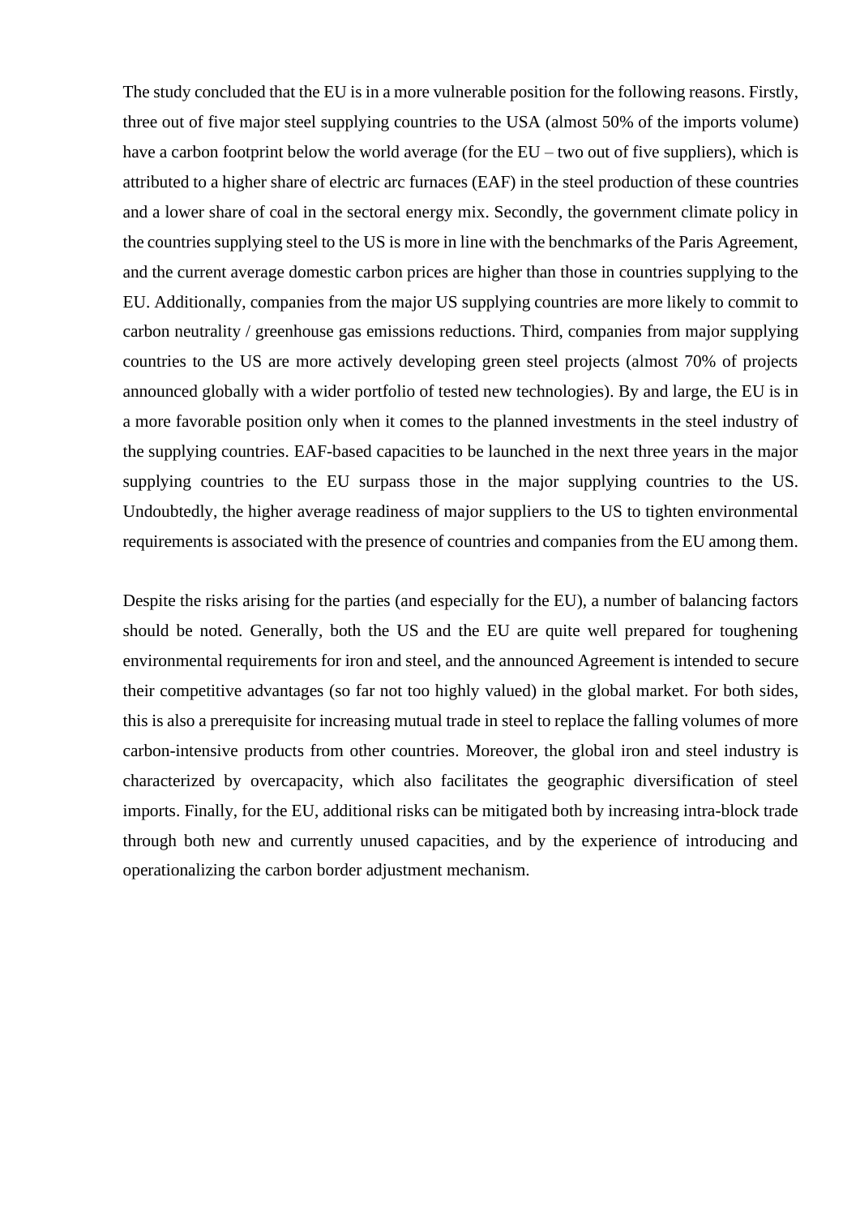The study concluded that the EU is in a more vulnerable position for the following reasons. Firstly, three out of five major steel supplying countries to the USA (almost 50% of the imports volume) have a carbon footprint below the world average (for the EU – two out of five suppliers), which is attributed to a higher share of electric arc furnaces (EAF) in the steel production of these countries and a lower share of coal in the sectoral energy mix. Secondly, the government climate policy in the countries supplying steel to the US is more in line with the benchmarks of the Paris Agreement, and the current average domestic carbon prices are higher than those in countries supplying to the EU. Additionally, companies from the major US supplying countries are more likely to commit to carbon neutrality / greenhouse gas emissions reductions. Third, companies from major supplying countries to the US are more actively developing green steel projects (almost 70% of projects announced globally with a wider portfolio of tested new technologies). By and large, the EU is in a more favorable position only when it comes to the planned investments in the steel industry of the supplying countries. EAF-based capacities to be launched in the next three years in the major supplying countries to the EU surpass those in the major supplying countries to the US. Undoubtedly, the higher average readiness of major suppliers to the US to tighten environmental requirements is associated with the presence of countries and companies from the EU among them.

Despite the risks arising for the parties (and especially for the EU), a number of balancing factors should be noted. Generally, both the US and the EU are quite well prepared for toughening environmental requirements for iron and steel, and the announced Agreement is intended to secure their competitive advantages (so far not too highly valued) in the global market. For both sides, this is also a prerequisite for increasing mutual trade in steel to replace the falling volumes of more carbon-intensive products from other countries. Moreover, the global iron and steel industry is characterized by overcapacity, which also facilitates the geographic diversification of steel imports. Finally, for the EU, additional risks can be mitigated both by increasing intra-block trade through both new and currently unused capacities, and by the experience of introducing and operationalizing the carbon border adjustment mechanism.